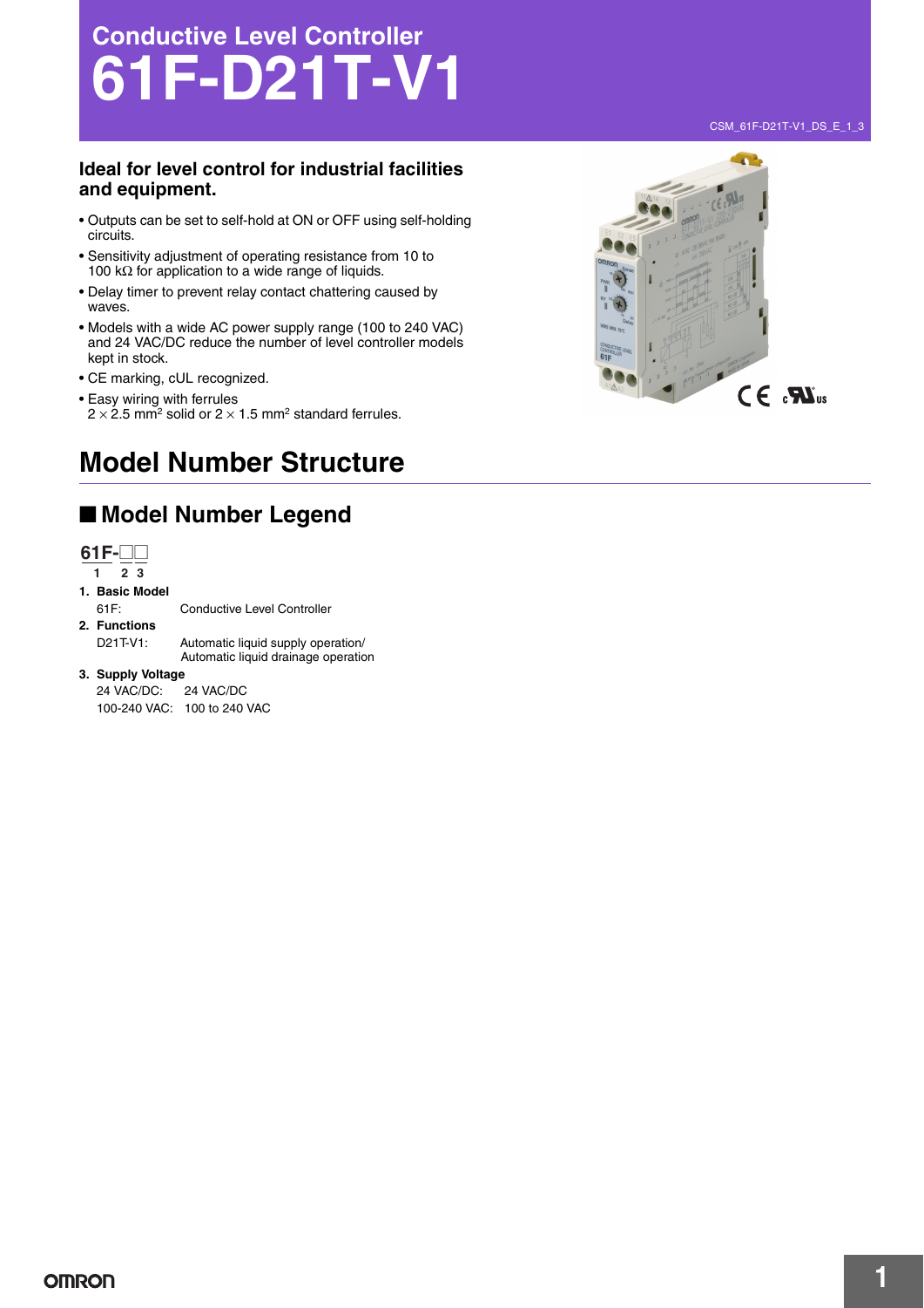# Conductive Level Controller
# 61F-D21T-V1

CSM_61F-D21T-V1_DS_E_1_3

**Ideal for level control for industrial facilities and equipment.**

- Outputs can be set to self-hold at ON or OFF using self-holding circuits.
- Sensitivity adjustment of operating resistance from 10 to 100 kΩ for application to a wide range of liquids.
- Delay timer to prevent relay contact chattering caused by waves.
- Models with a wide AC power supply range (100 to 240 VAC) and 24 VAC/DC reduce the number of level controller models kept in stock.
- CE marking, cUL recognized.
- Easy wiring with ferrules
  2 × 2.5 mm² solid or 2 × 1.5 mm² standard ferrules.

# Model Number Structure

## ■ Model Number Legend

61F-□□

1 2 3

1. **Basic Model**
   61F: Conductive Level Controller
2. **Functions**
   D21T-V1: Automatic liquid supply operation/ Automatic liquid drainage operation
3. **Supply Voltage**
   24 VAC/DC: 24 VAC/DC
   100-240 VAC: 100 to 240 VAC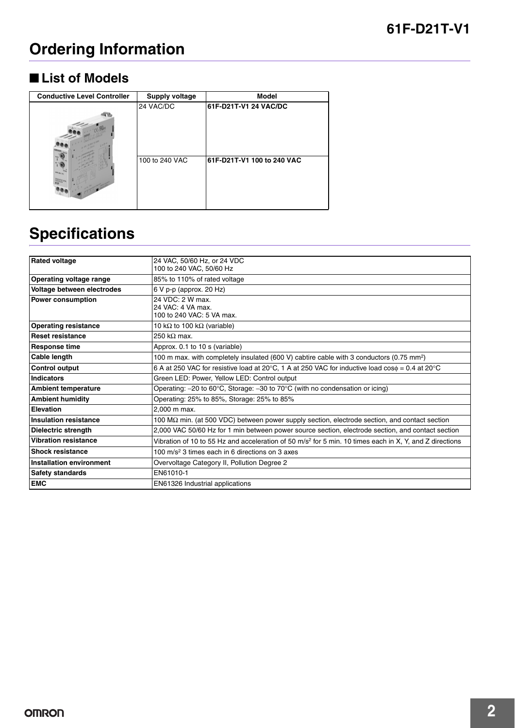# Ordering Information

## ■ List of Models

| Conductive Level Controller | Supply voltage | Model |
|---|---|---|
| | 24 VAC/DC | **61F-D21T-V1 24 VAC/DC** |
| | 100 to 240 VAC | **61F-D21T-V1 100 to 240 VAC** |

# Specifications

| | |
|---|---|
| **Rated voltage** | 24 VAC, 50/60 Hz, or 24 VDC<br>100 to 240 VAC, 50/60 Hz |
| **Operating voltage range** | 85% to 110% of rated voltage |
| **Voltage between electrodes** | 6 V p-p (approx. 20 Hz) |
| **Power consumption** | 24 VDC: 2 W max.<br>24 VAC: 4 VA max.<br>100 to 240 VAC: 5 VA max. |
| **Operating resistance** | 10 kΩ to 100 kΩ (variable) |
| **Reset resistance** | 250 kΩ max. |
| **Response time** | Approx. 0.1 to 10 s (variable) |
| **Cable length** | 100 m max. with completely insulated (600 V) cabtire cable with 3 conductors (0.75 mm$^2$) |
| **Control output** | 6 A at 250 VAC for resistive load at 20°C, 1 A at 250 VAC for inductive load cosφ = 0.4 at 20°C |
| **Indicators** | Green LED: Power, Yellow LED: Control output |
| **Ambient temperature** | Operating: −20 to 60°C, Storage: −30 to 70°C (with no condensation or icing) |
| **Ambient humidity** | Operating: 25% to 85%, Storage: 25% to 85% |
| **Elevation** | 2,000 m max. |
| **Insulation resistance** | 100 MΩ min. (at 500 VDC) between power supply section, electrode section, and contact section |
| **Dielectric strength** | 2,000 VAC 50/60 Hz for 1 min between power source section, electrode section, and contact section |
| **Vibration resistance** | Vibration of 10 to 55 Hz and acceleration of 50 m/s$^2$ for 5 min. 10 times each in X, Y, and Z directions |
| **Shock resistance** | 100 m/s$^2$ 3 times each in 6 directions on 3 axes |
| **Installation environment** | Overvoltage Category II, Pollution Degree 2 |
| **Safety standards** | EN61010-1 |
| **EMC** | EN61326 Industrial applications |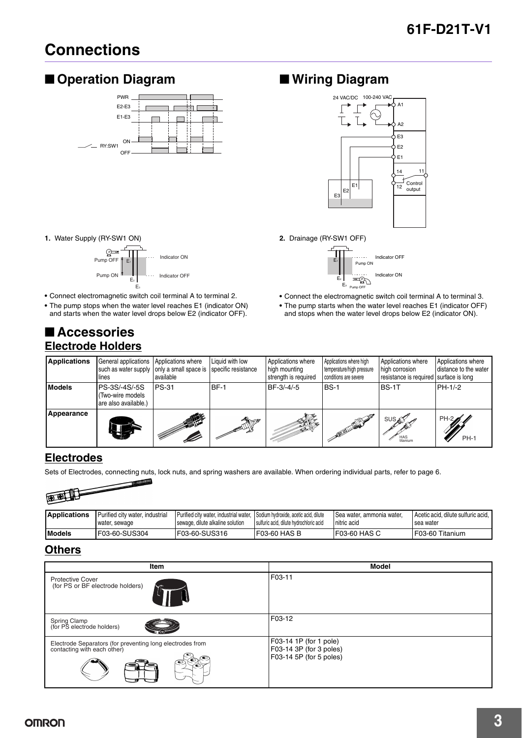# Connections

## ■ Operation Diagram

## ■ Wiring Diagram

**1.** Water Supply (RY-SW1 ON)

- Connect electromagnetic switch coil terminal A to terminal 2.
- The pump stops when the water level reaches E1 (indicator ON) and starts when the water level drops below E2 (indicator OFF).

**2.** Drainage (RY-SW1 OFF)

- Connect the electromagnetic switch coil terminal A to terminal 3.
- The pump starts when the water level reaches E1 (indicator OFF) and stops when the water level drops below E2 (indicator ON).

## ■ Accessories

### Electrode Holders

| Applications | General applications such as water supply lines | Applications where only a small space is available | Liquid with low specific resistance | Applications where high mounting strength is required | Applications where high temperature/high pressure conditions are severe | Applications where high corrosion resistance is required | Applications where distance to the water surface is long |
|---|---|---|---|---|---|---|---|
| Models | PS-3S/-4S/-5S (Two-wire models are also available.) | PS-31 | BF-1 | BF-3/-4/-5 | BS-1 | BS-1T | PH-1/-2 |
| Appearance | | | | | | | |

### Electrodes

Sets of Electrodes, connecting nuts, lock nuts, and spring washers are available. When ordering individual parts, refer to page 6.

| Applications | Purified city water, industrial water, sewage | Purified city water, industrial water, sewage, dilute alkaline solution | Sodium hydroxide, acetic acid, dilute sulfuric acid, dilute hydrochloric acid | Sea water, ammonia water, nitric acid | Acetic acid, dilute sulfuric acid, sea water |
|---|---|---|---|---|---|
| Models | F03-60-SUS304 | F03-60-SUS316 | F03-60 HAS B | F03-60 HAS C | F03-60 Titanium |

### Others

| Item | Model |
|---|---|
| Protective Cover (for PS or BF electrode holders) | F03-11 |
| Spring Clamp (for PS electrode holders) | F03-12 |
| Electrode Separators (for preventing long electrodes from contacting with each other) | F03-14 1P (for 1 pole)<br>F03-14 3P (for 3 poles)<br>F03-14 5P (for 5 poles) |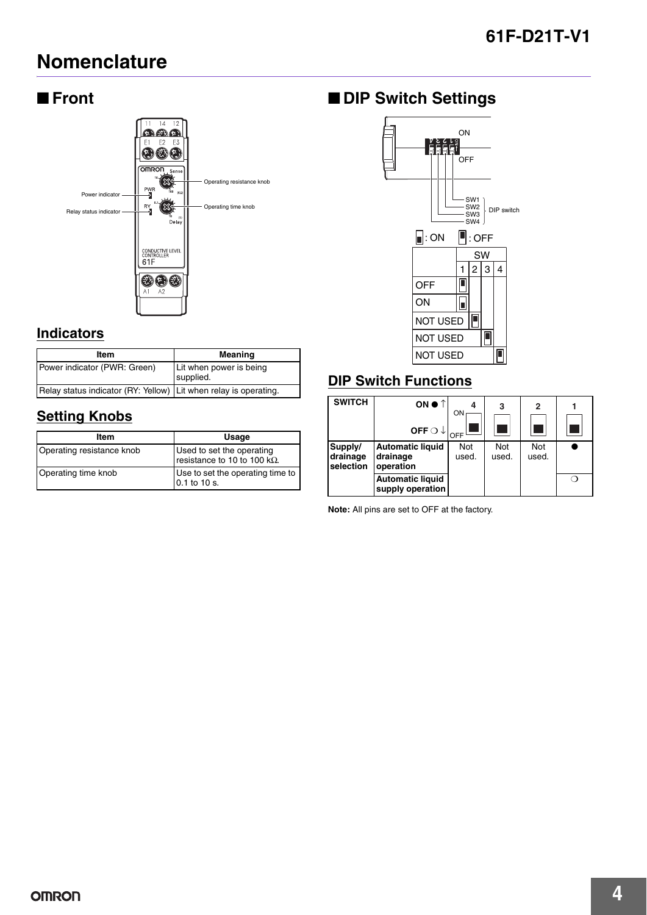# Nomenclature

## ■ Front

Power indicator

Relay status indicator

Operating resistance knob

Operating time knob

### Indicators

| Item | Meaning |
| --- | --- |
| Power indicator (PWR: Green) | Lit when power is being supplied. |
| Relay status indicator (RY: Yellow) | Lit when relay is operating. |

### Setting Knobs

| Item | Usage |
| --- | --- |
| Operating resistance knob | Used to set the operating resistance to 10 to 100 kΩ. |
| Operating time knob | Use to set the operating time to 0.1 to 10 s. |

## ■ DIP Switch Settings

ON

OFF

SW1, SW2, SW3, SW4: DIP switch

■: ON ■: OFF

| | SW 1 | SW 2 | SW 3 | SW 4 |
| --- | --- | --- | --- | --- |
| OFF | OFF | | | |
| ON | ON | | | |
| NOT USED | | OFF | | |
| NOT USED | | | OFF | |
| NOT USED | | | | OFF |

### DIP Switch Functions

| SWITCH | ON ● ↑ / OFF ❍ ↓ | 4 | 3 | 2 | 1 |
| --- | --- | --- | --- | --- | --- |
| Supply/drainage selection | Automatic liquid drainage operation | Not used. | Not used. | Not used. | ● |
| | Automatic liquid supply operation | | | | ❍ |

**Note:** All pins are set to OFF at the factory.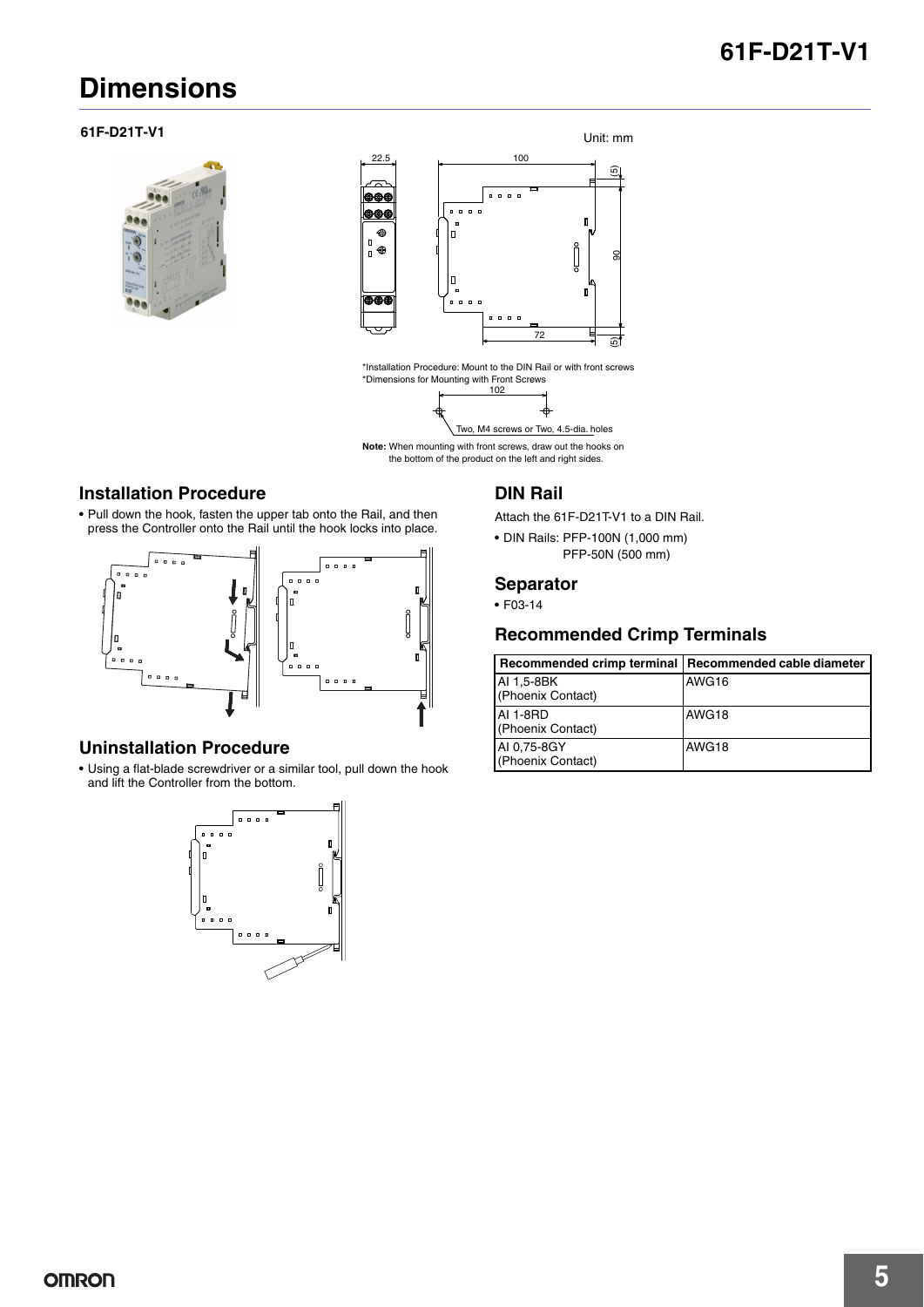# Dimensions

**61F-D21T-V1**

Unit: mm

*Installation Procedure: Mount to the DIN Rail or with front screws

*Dimensions for Mounting with Front Screws

Two, M4 screws or Two, 4.5-dia. holes

**Note:** When mounting with front screws, draw out the hooks on the bottom of the product on the left and right sides.

## Installation Procedure

- Pull down the hook, fasten the upper tab onto the Rail, and then press the Controller onto the Rail until the hook locks into place.

## Uninstallation Procedure

- Using a flat-blade screwdriver or a similar tool, pull down the hook and lift the Controller from the bottom.

## DIN Rail

Attach the 61F-D21T-V1 to a DIN Rail.

- DIN Rails: PFP-100N (1,000 mm)
  PFP-50N (500 mm)

## Separator

- F03-14

## Recommended Crimp Terminals

| Recommended crimp terminal | Recommended cable diameter |
|---|---|
| AI 1,5-8BK (Phoenix Contact) | AWG16 |
| AI 1-8RD (Phoenix Contact) | AWG18 |
| AI 0,75-8GY (Phoenix Contact) | AWG18 |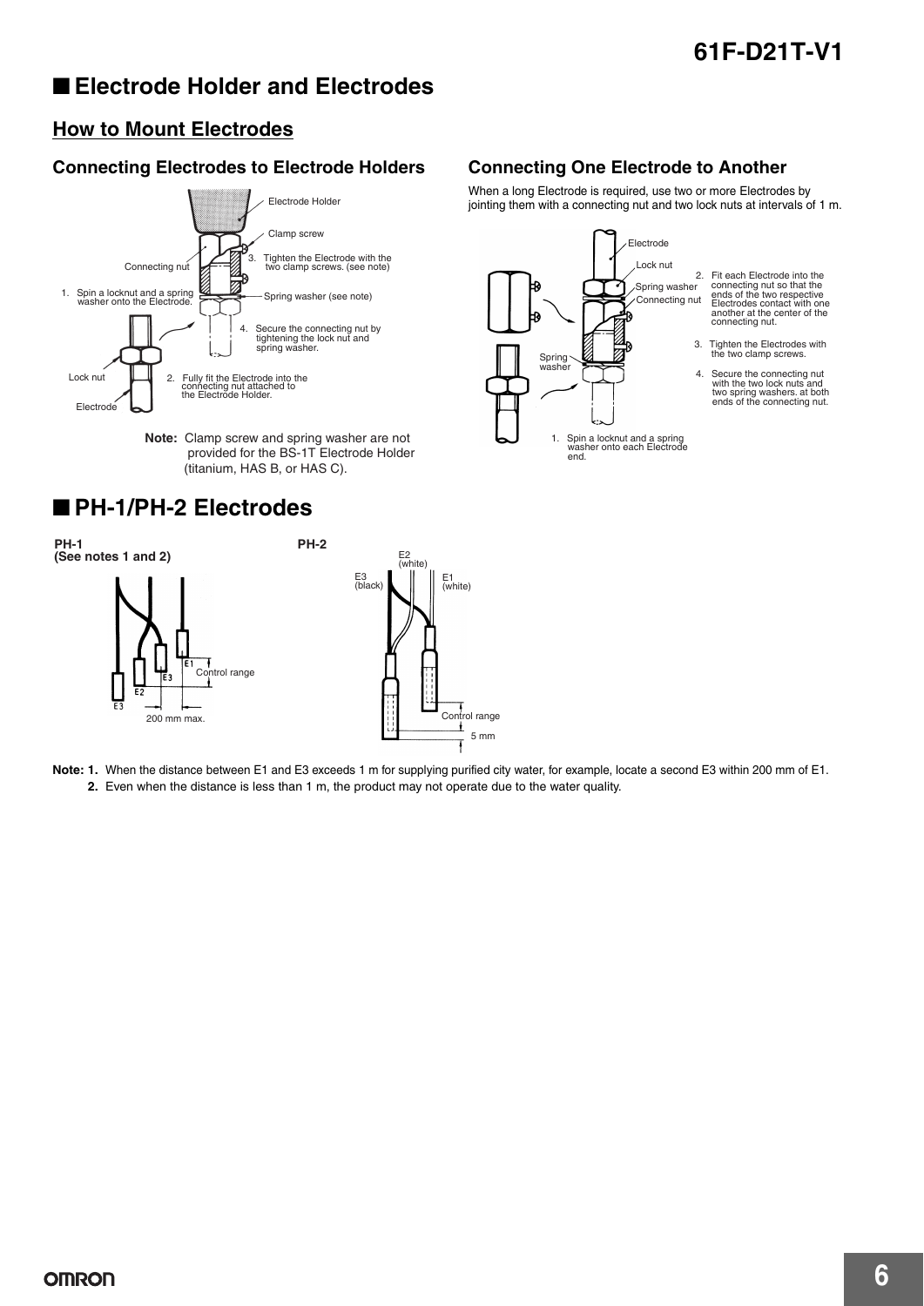## ■ Electrode Holder and Electrodes

### How to Mount Electrodes

#### Connecting Electrodes to Electrode Holders

Electrode Holder

Clamp screw

Connecting nut

3. Tighten the Electrode with the two clamp screws. (see note)

1. Spin a locknut and a spring washer onto the Electrode.

Spring washer (see note)

4. Secure the connecting nut by tightening the lock nut and spring washer.

Lock nut

Electrode

2. Fully fit the Electrode into the connecting nut attached to the Electrode Holder.

**Note:** Clamp screw and spring washer are not provided for the BS-1T Electrode Holder (titanium, HAS B, or HAS C).

#### Connecting One Electrode to Another

When a long Electrode is required, use two or more Electrodes by jointing them with a connecting nut and two lock nuts at intervals of 1 m.

Electrode

Lock nut

Spring washer

Connecting nut

Spring washer

1. Spin a locknut and a spring washer onto each Electrode end.
2. Fit each Electrode into the connecting nut so that the ends of the two respective Electrodes contact with one another at the center of the connecting nut.
3. Tighten the Electrodes with the two clamp screws.
4. Secure the connecting nut with the two lock nuts and two spring washers. at both ends of the connecting nut.

## ■ PH-1/PH-2 Electrodes

**PH-1**
**(See notes 1 and 2)**

E1

E3

E2

E3

Control range

200 mm max.

**PH-2**

E2 (white)

E3 (black)

E1 (white)

Control range

5 mm

**Note: 1.** When the distance between E1 and E3 exceeds 1 m for supplying purified city water, for example, locate a second E3 within 200 mm of E1.

**2.** Even when the distance is less than 1 m, the product may not operate due to the water quality.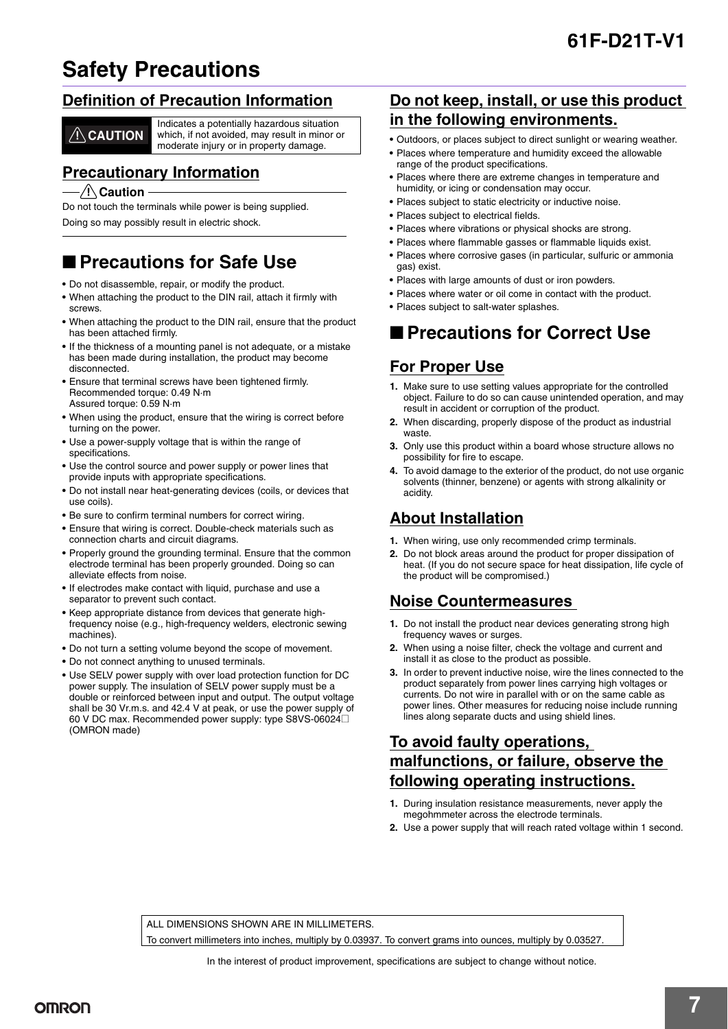// Safety Precautions

## Definition of Precaution Information

| ⚠ CAUTION | Indicates a potentially hazardous situation which, if not avoided, may result in minor or moderate injury or in property damage. |
|---|---|

## Precautionary Information

**⚠ Caution**

Do not touch the terminals while power is being supplied.

Doing so may possibly result in electric shock.

## ■ Precautions for Safe Use

- Do not disassemble, repair, or modify the product.
- When attaching the product to the DIN rail, attach it firmly with screws.
- When attaching the product to the DIN rail, ensure that the product has been attached firmly.
- If the thickness of a mounting panel is not adequate, or a mistake has been made during installation, the product may become disconnected.
- Ensure that terminal screws have been tightened firmly.
  Recommended torque: 0.49 N·m
  Assured torque: 0.59 N·m
- When using the product, ensure that the wiring is correct before turning on the power.
- Use a power-supply voltage that is within the range of specifications.
- Use the control source and power supply or power lines that provide inputs with appropriate specifications.
- Do not install near heat-generating devices (coils, or devices that use coils).
- Be sure to confirm terminal numbers for correct wiring.
- Ensure that wiring is correct. Double-check materials such as connection charts and circuit diagrams.
- Properly ground the grounding terminal. Ensure that the common electrode terminal has been properly grounded. Doing so can alleviate effects from noise.
- If electrodes make contact with liquid, purchase and use a separator to prevent such contact.
- Keep appropriate distance from devices that generate high-frequency noise (e.g., high-frequency welders, electronic sewing machines).
- Do not turn a setting volume beyond the scope of movement.
- Do not connect anything to unused terminals.
- Use SELV power supply with over load protection function for DC power supply. The insulation of SELV power supply must be a double or reinforced between input and output. The output voltage shall be 30 Vr.m.s. and 42.4 V at peak, or use the power supply of 60 V DC max. Recommended power supply: type S8VS-06024□ (OMRON made)

## Do not keep, install, or use this product in the following environments.

- Outdoors, or places subject to direct sunlight or wearing weather.
- Places where temperature and humidity exceed the allowable range of the product specifications.
- Places where there are extreme changes in temperature and humidity, or icing or condensation may occur.
- Places subject to static electricity or inductive noise.
- Places subject to electrical fields.
- Places where vibrations or physical shocks are strong.
- Places where flammable gasses or flammable liquids exist.
- Places where corrosive gases (in particular, sulfuric or ammonia gas) exist.
- Places with large amounts of dust or iron powders.
- Places where water or oil come in contact with the product.
- Places subject to salt-water splashes.

## ■ Precautions for Correct Use

### For Proper Use

1. Make sure to use setting values appropriate for the controlled object. Failure to do so can cause unintended operation, and may result in accident or corruption of the product.
2. When discarding, properly dispose of the product as industrial waste.
3. Only use this product within a board whose structure allows no possibility for fire to escape.
4. To avoid damage to the exterior of the product, do not use organic solvents (thinner, benzene) or agents with strong alkalinity or acidity.

### About Installation

1. When wiring, use only recommended crimp terminals.
2. Do not block areas around the product for proper dissipation of heat. (If you do not secure space for heat dissipation, life cycle of the product will be compromised.)

### Noise Countermeasures

1. Do not install the product near devices generating strong high frequency waves or surges.
2. When using a noise filter, check the voltage and current and install it as close to the product as possible.
3. In order to prevent inductive noise, wire the lines connected to the product separately from power lines carrying high voltages or currents. Do not wire in parallel with or on the same cable as power lines. Other measures for reducing noise include running lines along separate ducts and using shield lines.

### To avoid faulty operations, malfunctions, or failure, observe the following operating instructions.

1. During insulation resistance measurements, never apply the megohmmeter across the electrode terminals.
2. Use a power supply that will reach rated voltage within 1 second.

ALL DIMENSIONS SHOWN ARE IN MILLIMETERS.
To convert millimeters into inches, multiply by 0.03937. To convert grams into ounces, multiply by 0.03527.

In the interest of product improvement, specifications are subject to change without notice.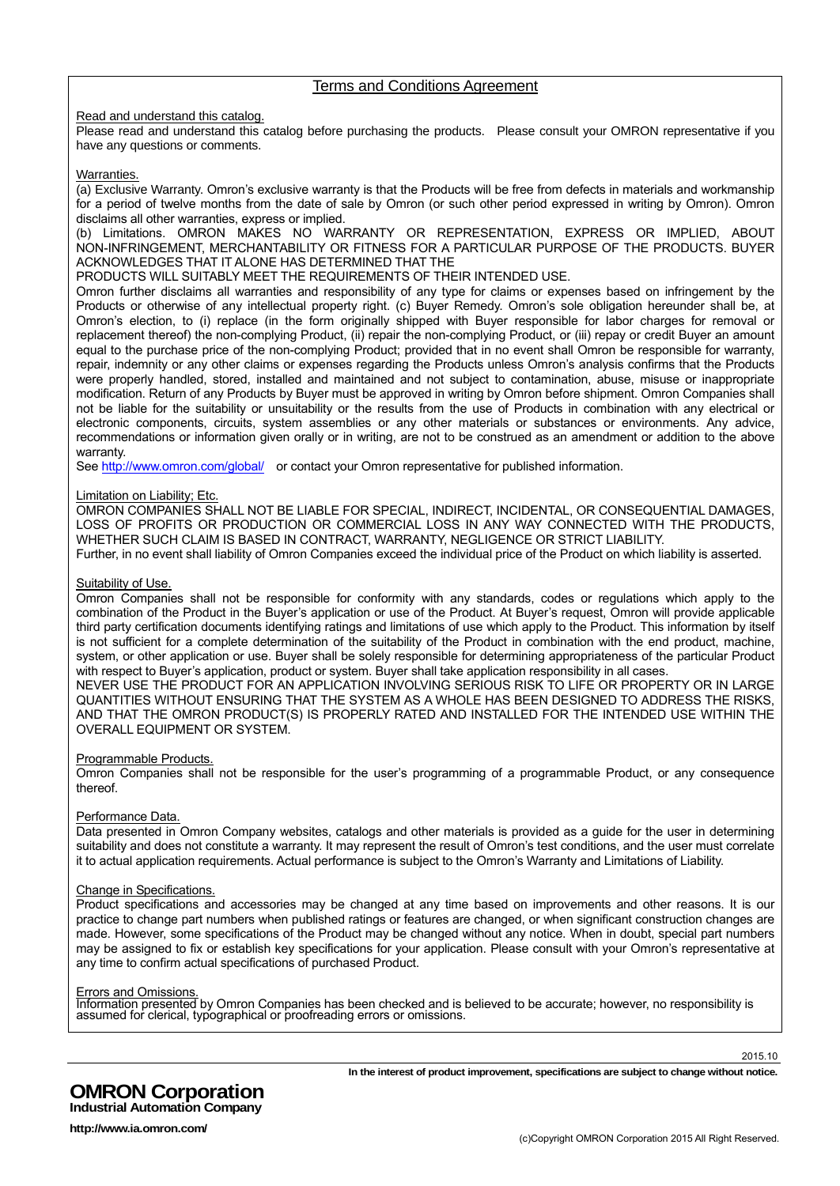## Terms and Conditions Agreement

Read and understand this catalog.

Please read and understand this catalog before purchasing the products. Please consult your OMRON representative if you have any questions or comments.

Warranties.

(a) Exclusive Warranty. Omron's exclusive warranty is that the Products will be free from defects in materials and workmanship for a period of twelve months from the date of sale by Omron (or such other period expressed in writing by Omron). Omron disclaims all other warranties, express or implied.

(b) Limitations. OMRON MAKES NO WARRANTY OR REPRESENTATION, EXPRESS OR IMPLIED, ABOUT NON-INFRINGEMENT, MERCHANTABILITY OR FITNESS FOR A PARTICULAR PURPOSE OF THE PRODUCTS. BUYER ACKNOWLEDGES THAT IT ALONE HAS DETERMINED THAT THE PRODUCTS WILL SUITABLY MEET THE REQUIREMENTS OF THEIR INTENDED USE.

Omron further disclaims all warranties and responsibility of any type for claims or expenses based on infringement by the Products or otherwise of any intellectual property right. (c) Buyer Remedy. Omron's sole obligation hereunder shall be, at Omron's election, to (i) replace (in the form originally shipped with Buyer responsible for labor charges for removal or replacement thereof) the non-complying Product, (ii) repair the non-complying Product, or (iii) repay or credit Buyer an amount equal to the purchase price of the non-complying Product; provided that in no event shall Omron be responsible for warranty, repair, indemnity or any other claims or expenses regarding the Products unless Omron's analysis confirms that the Products were properly handled, stored, installed and maintained and not subject to contamination, abuse, misuse or inappropriate modification. Return of any Products by Buyer must be approved in writing by Omron before shipment. Omron Companies shall not be liable for the suitability or unsuitability or the results from the use of Products in combination with any electrical or electronic components, circuits, system assemblies or any other materials or substances or environments. Any advice, recommendations or information given orally or in writing, are not to be construed as an amendment or addition to the above warranty.

See http://www.omron.com/global/ or contact your Omron representative for published information.

Limitation on Liability; Etc.

OMRON COMPANIES SHALL NOT BE LIABLE FOR SPECIAL, INDIRECT, INCIDENTAL, OR CONSEQUENTIAL DAMAGES, LOSS OF PROFITS OR PRODUCTION OR COMMERCIAL LOSS IN ANY WAY CONNECTED WITH THE PRODUCTS, WHETHER SUCH CLAIM IS BASED IN CONTRACT, WARRANTY, NEGLIGENCE OR STRICT LIABILITY.

Further, in no event shall liability of Omron Companies exceed the individual price of the Product on which liability is asserted.

Suitability of Use.

Omron Companies shall not be responsible for conformity with any standards, codes or regulations which apply to the combination of the Product in the Buyer's application or use of the Product. At Buyer's request, Omron will provide applicable third party certification documents identifying ratings and limitations of use which apply to the Product. This information by itself is not sufficient for a complete determination of the suitability of the Product in combination with the end product, machine, system, or other application or use. Buyer shall be solely responsible for determining appropriateness of the particular Product with respect to Buyer's application, product or system. Buyer shall take application responsibility in all cases.

NEVER USE THE PRODUCT FOR AN APPLICATION INVOLVING SERIOUS RISK TO LIFE OR PROPERTY OR IN LARGE QUANTITIES WITHOUT ENSURING THAT THE SYSTEM AS A WHOLE HAS BEEN DESIGNED TO ADDRESS THE RISKS, AND THAT THE OMRON PRODUCT(S) IS PROPERLY RATED AND INSTALLED FOR THE INTENDED USE WITHIN THE OVERALL EQUIPMENT OR SYSTEM.

Programmable Products.

Omron Companies shall not be responsible for the user's programming of a programmable Product, or any consequence thereof.

Performance Data.

Data presented in Omron Company websites, catalogs and other materials is provided as a guide for the user in determining suitability and does not constitute a warranty. It may represent the result of Omron's test conditions, and the user must correlate it to actual application requirements. Actual performance is subject to the Omron's Warranty and Limitations of Liability.

Change in Specifications.

Product specifications and accessories may be changed at any time based on improvements and other reasons. It is our practice to change part numbers when published ratings or features are changed, or when significant construction changes are made. However, some specifications of the Product may be changed without any notice. When in doubt, special part numbers may be assigned to fix or establish key specifications for your application. Please consult with your Omron's representative at any time to confirm actual specifications of purchased Product.

Errors and Omissions.

Information presented by Omron Companies has been checked and is believed to be accurate; however, no responsibility is assumed for clerical, typographical or proofreading errors or omissions.

2015.10

**In the interest of product improvement, specifications are subject to change without notice.**

**OMRON Corporation**
**Industrial Automation Company**

**http://www.ia.omron.com/**

(c)Copyright OMRON Corporation 2015 All Right Reserved.